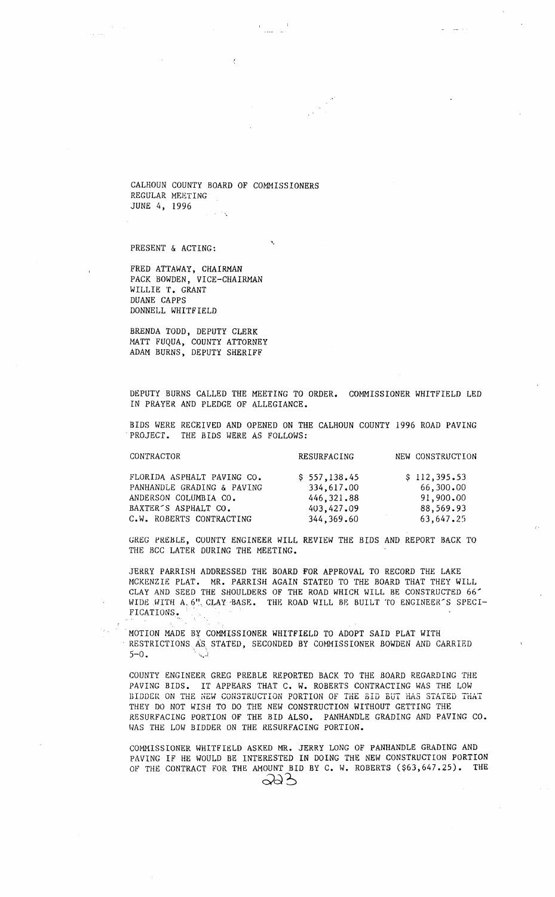CALHOUN COUNTY BOARD OF COMMISSIONERS
REGULAR MEETING
JUNE 4, 1996

PRESENT & ACTING:

FRED ATTAWAY, CHAIRMAN
PACK BOWDEN, VICE-CHAIRMAN
WILLIE T. GRANT
DUANE CAPPS
DONNELL WHITFIELD

BRENDA TODD, DEPUTY CLERK
MATT FUQUA, COUNTY ATTORNEY
ADAM BURNS, DEPUTY SHERIFF

DEPUTY BURNS CALLED THE MEETING TO ORDER. COMMISSIONER WHITFIELD LED IN PRAYER AND PLEDGE OF ALLEGIANCE.

BIDS WERE RECEIVED AND OPENED ON THE CALHOUN COUNTY 1996 ROAD PAVING PROJECT. THE BIDS WERE AS FOLLOWS:

| CONTRACTOR | RESURFACING | NEW CONSTRUCTION |
|---|---|---|
| FLORIDA ASPHALT PAVING CO. | $ 557,138.45 | $ 112,395.53 |
| PANHANDLE GRADING & PAVING | 334,617.00 | 66,300.00 |
| ANDERSON COLUMBIA CO. | 446,321.88 | 91,900.00 |
| BAXTER'S ASPHALT CO. | 403,427.09 | 88,569.93 |
| C.W. ROBERTS CONTRACTING | 344,369.60 | 63,647.25 |

GREG PREBLE, COUNTY ENGINEER WILL REVIEW THE BIDS AND REPORT BACK TO THE BCC LATER DURING THE MEETING.

JERRY PARRISH ADDRESSED THE BOARD FOR APPROVAL TO RECORD THE LAKE MCKENZIE PLAT. MR. PARRISH AGAIN STATED TO THE BOARD THAT THEY WILL CLAY AND SEED THE SHOULDERS OF THE ROAD WHICH WILL BE CONSTRUCTED 66' WIDE WITH A 6" CLAY BASE. THE ROAD WILL BE BUILT TO ENGINEER'S SPECIFICATIONS.

MOTION MADE BY COMMISSIONER WHITFIELD TO ADOPT SAID PLAT WITH RESTRICTIONS AS STATED, SECONDED BY COMMISSIONER BOWDEN AND CARRIED 5-0.

COUNTY ENGINEER GREG PREBLE REPORTED BACK TO THE BOARD REGARDING THE PAVING BIDS. IT APPEARS THAT C. W. ROBERTS CONTRACTING WAS THE LOW BIDDER ON THE NEW CONSTRUCTION PORTION OF THE BID BUT HAS STATED THAT THEY DO NOT WISH TO DO THE NEW CONSTRUCTION WITHOUT GETTING THE RESURFACING PORTION OF THE BID ALSO. PANHANDLE GRADING AND PAVING CO. WAS THE LOW BIDDER ON THE RESURFACING PORTION.

COMMISSIONER WHITFIELD ASKED MR. JERRY LONG OF PANHANDLE GRADING AND PAVING IF HE WOULD BE INTERESTED IN DOING THE NEW CONSTRUCTION PORTION OF THE CONTRACT FOR THE AMOUNT BID BY C. W. ROBERTS ($63,647.25). THE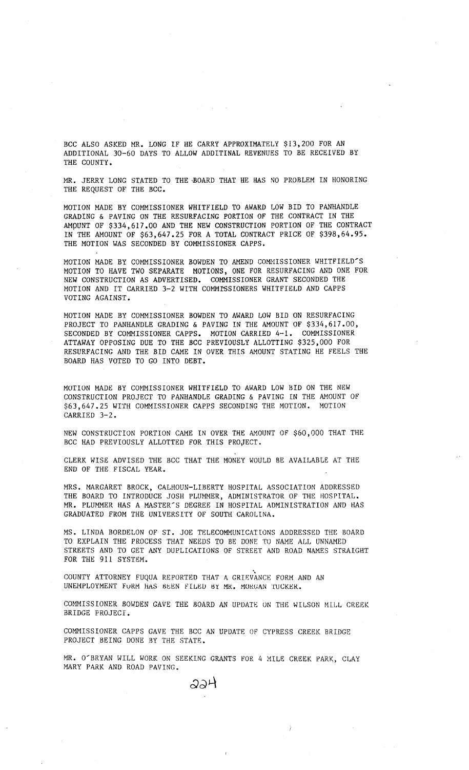BCC ALSO ASKED MR. LONG IF HE CARRY APPROXIMATELY $13,200 FOR AN ADDITIONAL 30-60 DAYS TO ALLOW ADDITINAL REVENUES TO BE RECEIVED BY THE COUNTY.

MR. JERRY LONG STATED TO THE BOARD THAT HE HAS NO PROBLEM IN HONORING THE REQUEST OF THE BCC.

MOTION MADE BY COMMISSIONER WHITFIELD TO AWARD LOW BID TO PANHANDLE GRADING & PAVING ON THE RESURFACING PORTION OF THE CONTRACT IN THE AMOUNT OF $334,617.00 AND THE NEW CONSTRUCTION PORTION OF THE CONTRACT IN THE AMOUNT OF $63,647.25 FOR A TOTAL CONTRACT PRICE OF $398,64.95. THE MOTION WAS SECONDED BY COMMISSIONER CAPPS.

MOTION MADE BY COMMISSIONER BOWDEN TO AMEND COMMISSIONER WHITFIELD'S MOTION TO HAVE TWO SEPARATE MOTIONS, ONE FOR RESURFACING AND ONE FOR NEW CONSTRUCTION AS ADVERTISED. COMMISSIONER GRANT SECONDED THE MOTION AND IT CARRIED 3-2 WITH COMMISSIONERS WHITFIELD AND CAPPS VOTING AGAINST.

MOTION MADE BY COMMISSIONER BOWDEN TO AWARD LOW BID ON RESURFACING PROJECT TO PANHANDLE GRADING & PAVING IN THE AMOUNT OF $334,617.00, SECONDED BY COMMISSIONER CAPPS. MOTION CARRIED 4-1. COMMISSIONER ATTAWAY OPPOSING DUE TO THE BCC PREVIOUSLY ALLOTTING $325,000 FOR RESURFACING AND THE BID CAME IN OVER THIS AMOUNT STATING HE FEELS THE BOARD HAS VOTED TO GO INTO DEBT.

MOTION MADE BY COMMISSIONER WHITFIELD TO AWARD LOW BID ON THE NEW CONSTRUCTION PROJECT TO PANHANDLE GRADING & PAVING IN THE AMOUNT OF $63,647.25 WITH COMMISSIONER CAPPS SECONDING THE MOTION. MOTION CARRIED 3-2.

NEW CONSTRUCTION PORTION CAME IN OVER THE AMOUNT OF $60,000 THAT THE BCC HAD PREVIOUSLY ALLOTTED FOR THIS PROJECT.

CLERK WISE ADVISED THE BCC THAT THE MONEY WOULD BE AVAILABLE AT THE END OF THE FISCAL YEAR.

MRS. MARGARET BROCK, CALHOUN-LIBERTY HOSPITAL ASSOCIATION ADDRESSED THE BOARD TO INTRODUCE JOSH PLUMMER, ADMINISTRATOR OF THE HOSPITAL. MR. PLUMMER HAS A MASTER'S DEGREE IN HOSPITAL ADMINISTRATION AND HAS GRADUATED FROM THE UNIVERSITY OF SOUTH CAROLINA.

MS. LINDA BORDELON OF ST. JOE TELECOMMUNICATIONS ADDRESSED THE BOARD TO EXPLAIN THE PROCESS THAT NEEDS TO BE DONE TO NAME ALL UNNAMED STREETS AND TO GET ANY DUPLICATIONS OF STREET AND ROAD NAMES STRAIGHT FOR THE 911 SYSTEM.

COUNTY ATTORNEY FUQUA REPORTED THAT A GRIEVANCE FORM AND AN UNEMPLOYMENT FORM HAS BEEN FILED BY MR. MORGAN TUCKER.

COMMISSIONER BOWDEN GAVE THE BOARD AN UPDATE ON THE WILSON MILL CREEK BRIDGE PROJECT.

COMMISSIONER CAPPS GAVE THE BCC AN UPDATE OF CYPRESS CREEK BRIDGE PROJECT BEING DONE BY THE STATE.

MR. O'BRYAN WILL WORK ON SEEKING GRANTS FOR 4 MILE CREEK PARK, CLAY MARY PARK AND ROAD PAVING.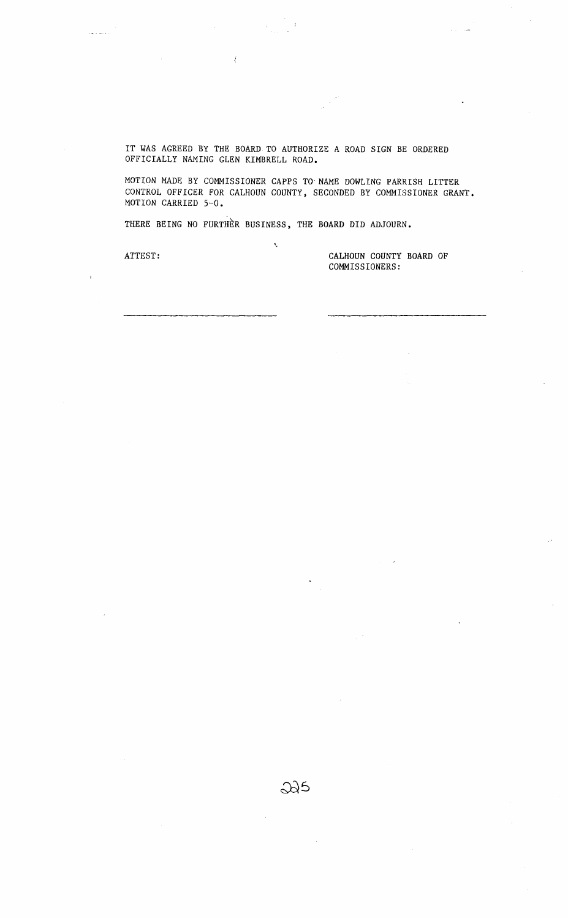IT WAS AGREED BY THE BOARD TO AUTHORIZE A ROAD SIGN BE ORDERED OFFICIALLY NAMING GLEN KIMBRELL ROAD.

MOTION MADE BY COMMISSIONER CAPPS TO NAME DOWLING PARRISH LITTER CONTROL OFFICER FOR CALHOUN COUNTY, SECONDED BY COMMISSIONER GRANT. MOTION CARRIED 5-0.

THERE BEING NO FURTHER BUSINESS, THE BOARD DID ADJOURN.

ATTEST:

CALHOUN COUNTY BOARD OF COMMISSIONERS:

\_\_\_\_\_\_\_\_\_\_\_\_\_\_\_\_\_\_\_\_\_\_\_\_\_\_\_\_

\_\_\_\_\_\_\_\_\_\_\_\_\_\_\_\_\_\_\_\_\_\_\_\_\_\_\_\_